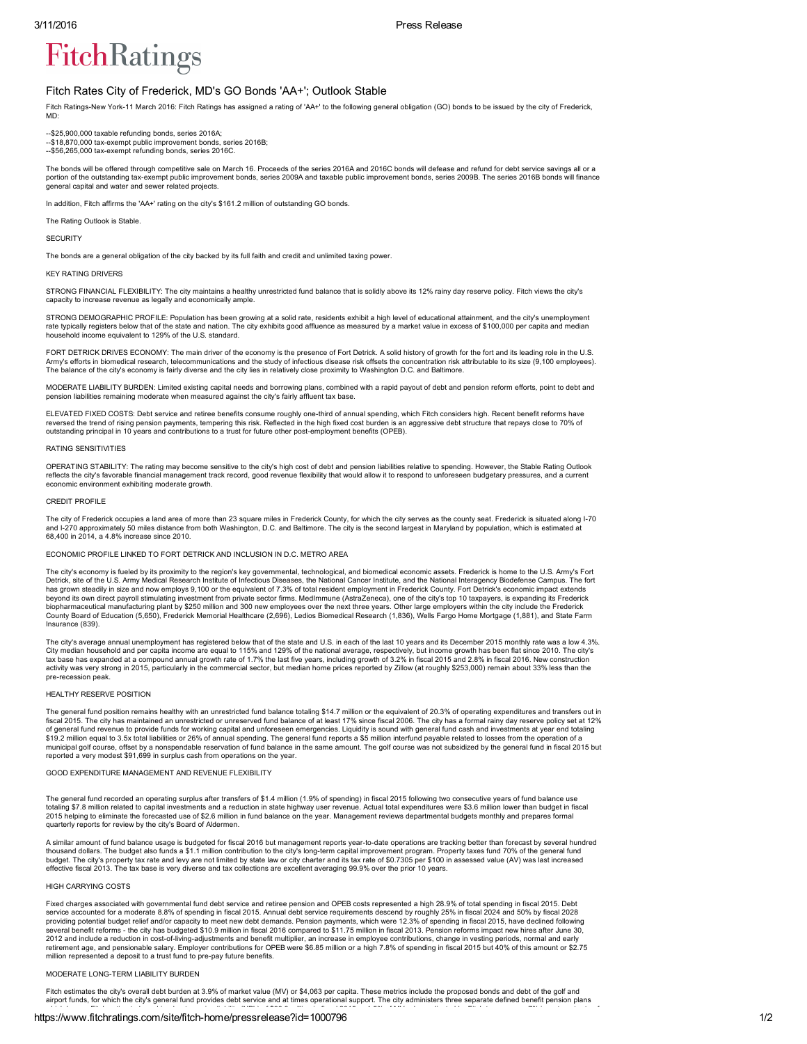# FitchRatings

## Fitch Rates City of Frederick, MD's GO Bonds 'AA+'; Outlook Stable

Fitch Ratings-New York-11 March 2016: Fitch Ratings has assigned a rating of 'AA+' to the following general obligation (GO) bonds to be issued by the city of Frederick, MD:

--$25,900,000 taxable refunding bonds, series 2016A;
--$18,870,000 tax-exempt public improvement bonds, series 2016B;
--$56,265,000 tax-exempt refunding bonds, series 2016C.

The bonds will be offered through competitive sale on March 16. Proceeds of the series 2016A and 2016C bonds will defease and refund for debt service savings all or a portion of the outstanding tax-exempt public improvement bonds, series 2009A and taxable public improvement bonds, series 2009B. The series 2016B bonds will finance general capital and water and sewer related projects.

In addition, Fitch affirms the 'AA+' rating on the city's $161.2 million of outstanding GO bonds.

The Rating Outlook is Stable.

SECURITY

The bonds are a general obligation of the city backed by its full faith and credit and unlimited taxing power.

KEY RATING DRIVERS

STRONG FINANCIAL FLEXIBILITY: The city maintains a healthy unrestricted fund balance that is solidly above its 12% rainy day reserve policy. Fitch views the city's capacity to increase revenue as legally and economically ample.

STRONG DEMOGRAPHIC PROFILE: Population has been growing at a solid rate, residents exhibit a high level of educational attainment, and the city's unemployment rate typically registers below that of the state and nation. The city exhibits good affluence as measured by a market value in excess of $100,000 per capita and median household income equivalent to 129% of the U.S. standard.

FORT DETRICK DRIVES ECONOMY: The main driver of the economy is the presence of Fort Detrick. A solid history of growth for the fort and its leading role in the U.S. Army's efforts in biomedical research, telecommunications and the study of infectious disease risk offsets the concentration risk attributable to its size (9,100 employees). The balance of the city's economy is fairly diverse and the city lies in relatively close proximity to Washington D.C. and Baltimore.

MODERATE LIABILITY BURDEN: Limited existing capital needs and borrowing plans, combined with a rapid payout of debt and pension reform efforts, point to debt and pension liabilities remaining moderate when measured against the city's fairly affluent tax base.

ELEVATED FIXED COSTS: Debt service and retiree benefits consume roughly one-third of annual spending, which Fitch considers high. Recent benefit reforms have reversed the trend of rising pension payments, tempering this risk. Reflected in the high fixed cost burden is an aggressive debt structure that repays close to 70% of outstanding principal in 10 years and contributions to a trust for future other post-employment benefits (OPEB).

RATING SENSITIVITIES

OPERATING STABILITY: The rating may become sensitive to the city's high cost of debt and pension liabilities relative to spending. However, the Stable Rating Outlook reflects the city's favorable financial management track record, good revenue flexibility that would allow it to respond to unforeseen budgetary pressures, and a current economic environment exhibiting moderate growth.

CREDIT PROFILE

The city of Frederick occupies a land area of more than 23 square miles in Frederick County, for which the city serves as the county seat. Frederick is situated along I-70 and I-270 approximately 50 miles distance from both Washington, D.C. and Baltimore. The city is the second largest in Maryland by population, which is estimated at 68,400 in 2014, a 4.8% increase since 2010.

ECONOMIC PROFILE LINKED TO FORT DETRICK AND INCLUSION IN D.C. METRO AREA

The city's economy is fueled by its proximity to the region's key governmental, technological, and biomedical economic assets. Frederick is home to the U.S. Army's Fort Detrick, site of the U.S. Army Medical Research Institute of Infectious Diseases, the National Cancer Institute, and the National Interagency Biodefense Campus. The fort has grown steadily in size and now employs 9,100 or the equivalent of 7.3% of total resident employment in Frederick County. Fort Detrick's economic impact extends beyond its own direct payroll stimulating investment from private sector firms. MedImmune (AstraZeneca), one of the city's top 10 taxpayers, is expanding its Frederick biopharmaceutical manufacturing plant by $250 million and 300 new employees over the next three years. Other large employers within the city include the Frederick County Board of Education (5,650), Frederick Memorial Healthcare (2,696), Ledios Biomedical Research (1,836), Wells Fargo Home Mortgage (1,881), and State Farm Insurance (839).

The city's average annual unemployment has registered below that of the state and U.S. in each of the last 10 years and its December 2015 monthly rate was a low 4.3%. City median household and per capita income are equal to 115% and 129% of the national average, respectively, but income growth has been flat since 2010. The city's tax base has expanded at a compound annual growth rate of 1.7% the last five years, including growth of 3.2% in fiscal 2015 and 2.8% in fiscal 2016. New construction activity was very strong in 2015, particularly in the commercial sector, but median home prices reported by Zillow (at roughly $253,000) remain about 33% less than the pre-recession peak.

HEALTHY RESERVE POSITION

The general fund position remains healthy with an unrestricted fund balance totaling $14.7 million or the equivalent of 20.3% of operating expenditures and transfers out in fiscal 2015. The city has maintained an unrestricted or unreserved fund balance of at least 17% since fiscal 2006. The city has a formal rainy day reserve policy set at 12% of general fund revenue to provide funds for working capital and unforeseen emergencies. Liquidity is sound with general fund cash and investments at year end totaling $19.2 million equal to 3.5x total liabilities or 26% of annual spending. The general fund reports a $5 million interfund payable related to losses from the operation of a municipal golf course, offset by a nonspendable reservation of fund balance in the same amount. The golf course was not subsidized by the general fund in fiscal 2015 but reported a very modest $91,699 in surplus cash from operations on the year.

GOOD EXPENDITURE MANAGEMENT AND REVENUE FLEXIBILITY

The general fund recorded an operating surplus after transfers of $1.4 million (1.9% of spending) in fiscal 2015 following two consecutive years of fund balance use totaling $7.8 million related to capital investments and a reduction in state highway user revenue. Actual total expenditures were $3.6 million lower than budget in fiscal 2015 helping to eliminate the forecasted use of $2.6 million in fund balance on the year. Management reviews departmental budgets monthly and prepares formal quarterly reports for review by the city's Board of Aldermen.

A similar amount of fund balance usage is budgeted for fiscal 2016 but management reports year-to-date operations are tracking better than forecast by several hundred thousand dollars. The budget also funds a $1.1 million contribution to the city's long-term capital improvement program. Property taxes fund 70% of the general fund budget. The city's property tax rate and levy are not limited by state law or city charter and its tax rate of $0.7305 per $100 in assessed value (AV) was last increased effective fiscal 2013. The tax base is very diverse and tax collections are excellent averaging 99.9% over the prior 10 years.

HIGH CARRYING COSTS

Fixed charges associated with governmental fund debt service and retiree pension and OPEB costs represented a high 28.9% of total spending in fiscal 2015. Debt service accounted for a moderate 8.8% of spending in fiscal 2015. Annual debt service requirements descend by roughly 25% in fiscal 2024 and 50% by fiscal 2028 providing potential budget relief and/or capacity to meet new debt demands. Pension payments, which were 12.3% of spending in fiscal 2015, have declined following several benefit reforms - the city has budgeted $10.9 million in fiscal 2016 compared to $11.75 million in fiscal 2013. Pension reforms impact new hires after June 30, 2012 and include a reduction in cost-of-living-adjustments and benefit multiplier, an increase in employee contributions, change in vesting periods, normal and early retirement age, and pensionable salary. Employer contributions for OPEB were $6.85 million or a high 7.8% of spending in fiscal 2015 but 40% of this amount or $2.75 million represented a deposit to a trust fund to pre-pay future benefits.

MODERATE LONG-TERM LIABILITY BURDEN

Fitch estimates the city's overall debt burden at 3.9% of market value (MV) or $4,063 per capita. These metrics include the proposed bonds and debt of the golf and airport funds, for which the city's general fund provides debt service and at times operational support. The city administers three separate defined benefit pension plans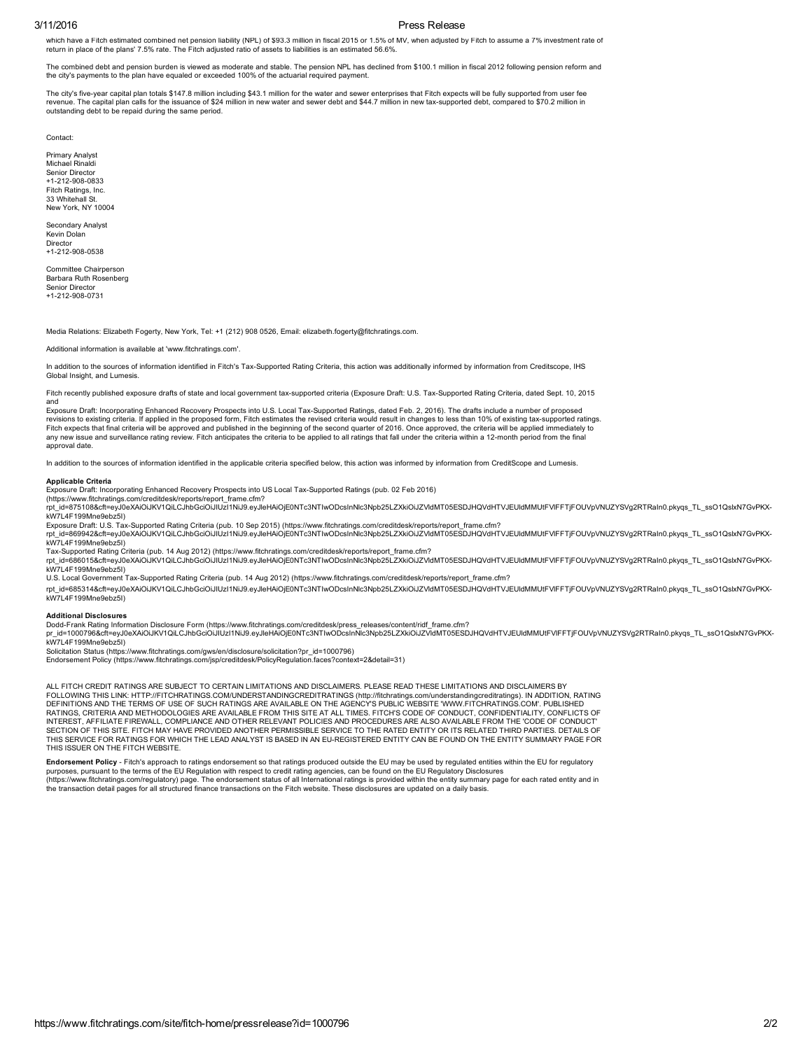which have a Fitch estimated combined net pension liability (NPL) of $93.3 million in fiscal 2015 or 1.5% of MV, when adjusted by Fitch to assume a 7% investment rate of return in place of the plans' 7.5% rate. The Fitch adjusted ratio of assets to liabilities is an estimated 56.6%.

The combined debt and pension burden is viewed as moderate and stable. The pension NPL has declined from $100.1 million in fiscal 2012 following pension reform and the city's payments to the plan have equaled or exceeded 100% of the actuarial required payment.

The city's five-year capital plan totals $147.8 million including $43.1 million for the water and sewer enterprises that Fitch expects will be fully supported from user fee revenue. The capital plan calls for the issuance of $24 million in new water and sewer debt and $44.7 million in new tax-supported debt, compared to $70.2 million in outstanding debt to be repaid during the same period.

Contact:

Primary Analyst
Michael Rinaldi
Senior Director
+1-212-908-0833
Fitch Ratings, Inc.
33 Whitehall St.
New York, NY 10004

Secondary Analyst
Kevin Dolan
Director
+1-212-908-0538

Committee Chairperson
Barbara Ruth Rosenberg
Senior Director
+1-212-908-0731

Media Relations: Elizabeth Fogerty, New York, Tel: +1 (212) 908 0526, Email: elizabeth.fogerty@fitchratings.com.

Additional information is available at 'www.fitchratings.com'.

In addition to the sources of information identified in Fitch's Tax-Supported Rating Criteria, this action was additionally informed by information from Creditscope, IHS Global Insight, and Lumesis.

Fitch recently published exposure drafts of state and local government tax-supported criteria (Exposure Draft: U.S. Tax-Supported Rating Criteria, dated Sept. 10, 2015 and
Exposure Draft: Incorporating Enhanced Recovery Prospects into U.S. Local Tax-Supported Ratings, dated Feb. 2, 2016). The drafts include a number of proposed revisions to existing criteria. If applied in the proposed form, Fitch estimates the revised criteria would result in changes to less than 10% of existing tax-supported ratings. Fitch expects that final criteria will be approved and published in the beginning of the second quarter of 2016. Once approved, the criteria will be applied immediately to any new issue and surveillance rating review. Fitch anticipates the criteria to be applied to all ratings that fall under the criteria within a 12-month period from the final approval date.

In addition to the sources of information identified in the applicable criteria specified below, this action was informed by information from CreditScope and Lumesis.

**Applicable Criteria**
Exposure Draft: Incorporating Enhanced Recovery Prospects into US Local Tax-Supported Ratings (pub. 02 Feb 2016)
(https://www.fitchratings.com/creditdesk/reports/report_frame.cfm?rpt_id=875108&cft=eyJ0eXAiOiJKV1QiLCJhbGciOiJIUzI1NiJ9.eyJleHAiOjE0NTc3NTIwODcsInNlc3Npb25LZXkiOiJZVldMT05ESDJHQVdHTVJEUldMMUtFVlFFTjFOUVpVNUZYSVg2RTRaIn0.pkyqs_TL_ssO1QslxN7GvPKX-kW7L4F199Mne9ebz5I)
Exposure Draft: U.S. Tax-Supported Rating Criteria (pub. 10 Sep 2015) (https://www.fitchratings.com/creditdesk/reports/report_frame.cfm?rpt_id=869942&cft=eyJ0eXAiOiJKV1QiLCJhbGciOiJIUzI1NiJ9.eyJleHAiOjE0NTc3NTIwODcsInNlc3Npb25LZXkiOiJZVldMT05ESDJHQVdHTVJEUldMMUtFVlFFTjFOUVpVNUZYSVg2RTRaIn0.pkyqs_TL_ssO1QslxN7GvPKX-kW7L4F199Mne9ebz5I)
Tax-Supported Rating Criteria (pub. 14 Aug 2012) (https://www.fitchratings.com/creditdesk/reports/report_frame.cfm?rpt_id=686015&cft=eyJ0eXAiOiJKV1QiLCJhbGciOiJIUzI1NiJ9.eyJleHAiOjE0NTc3NTIwODcsInNlc3Npb25LZXkiOiJZVldMT05ESDJHQVdHTVJEUldMMUtFVlFFTjFOUVpVNUZYSVg2RTRaIn0.pkyqs_TL_ssO1QslxN7GvPKX-kW7L4F199Mne9ebz5I)
U.S. Local Government Tax-Supported Rating Criteria (pub. 14 Aug 2012) (https://www.fitchratings.com/creditdesk/reports/report_frame.cfm?rpt_id=685314&cft=eyJ0eXAiOiJKV1QiLCJhbGciOiJIUzI1NiJ9.eyJleHAiOjE0NTc3NTIwODcsInNlc3Npb25LZXkiOiJZVldMT05ESDJHQVdHTVJEUldMMUtFVlFFTjFOUVpVNUZYSVg2RTRaIn0.pkyqs_TL_ssO1QslxN7GvPKX-kW7L4F199Mne9ebz5I)

**Additional Disclosures**
Dodd-Frank Rating Information Disclosure Form (https://www.fitchratings.com/creditdesk/press_releases/content/ridf_frame.cfm?pr_id=1000796&cft=eyJ0eXAiOiJKV1QiLCJhbGciOiJIUzI1NiJ9.eyJleHAiOjE0NTc3NTIwODcsInNlc3Npb25LZXkiOiJZVldMT05ESDJHQVdHTVJEUldMMUtFVlFFTjFOUVpVNUZYSVg2RTRaIn0.pkyqs_TL_ssO1QslxN7GvPKX-kW7L4F199Mne9ebz5I)
Solicitation Status (https://www.fitchratings.com/gws/en/disclosure/solicitation?pr_id=1000796)
Endorsement Policy (https://www.fitchratings.com/jsp/creditdesk/PolicyRegulation.faces?context=2&detail=31)

ALL FITCH CREDIT RATINGS ARE SUBJECT TO CERTAIN LIMITATIONS AND DISCLAIMERS. PLEASE READ THESE LIMITATIONS AND DISCLAIMERS BY FOLLOWING THIS LINK: HTTP://FITCHRATINGS.COM/UNDERSTANDINGCREDITRATINGS (http://fitchratings.com/understandingcreditratings). IN ADDITION, RATING DEFINITIONS AND THE TERMS OF USE OF SUCH RATINGS ARE AVAILABLE ON THE AGENCY'S PUBLIC WEBSITE 'WWW.FITCHRATINGS.COM'. PUBLISHED RATINGS, CRITERIA AND METHODOLOGIES ARE AVAILABLE FROM THIS SITE AT ALL TIMES. FITCH'S CODE OF CONDUCT, CONFIDENTIALITY, CONFLICTS OF INTEREST, AFFILIATE FIREWALL, COMPLIANCE AND OTHER RELEVANT POLICIES AND PROCEDURES ARE ALSO AVAILABLE FROM THE 'CODE OF CONDUCT' SECTION OF THIS SITE. FITCH MAY HAVE PROVIDED ANOTHER PERMISSIBLE SERVICE TO THE RATED ENTITY OR ITS RELATED THIRD PARTIES. DETAILS OF THIS SERVICE FOR RATINGS FOR WHICH THE LEAD ANALYST IS BASED IN AN EU-REGISTERED ENTITY CAN BE FOUND ON THE ENTITY SUMMARY PAGE FOR THIS ISSUER ON THE FITCH WEBSITE.

**Endorsement Policy** - Fitch's approach to ratings endorsement so that ratings produced outside the EU may be used by regulated entities within the EU for regulatory purposes, pursuant to the terms of the EU Regulation with respect to credit rating agencies, can be found on the EU Regulatory Disclosures (https://www.fitchratings.com/regulatory) page. The endorsement status of all International ratings is provided within the entity summary page for each rated entity and in the transaction detail pages for all structured finance transactions on the Fitch website. These disclosures are updated on a daily basis.